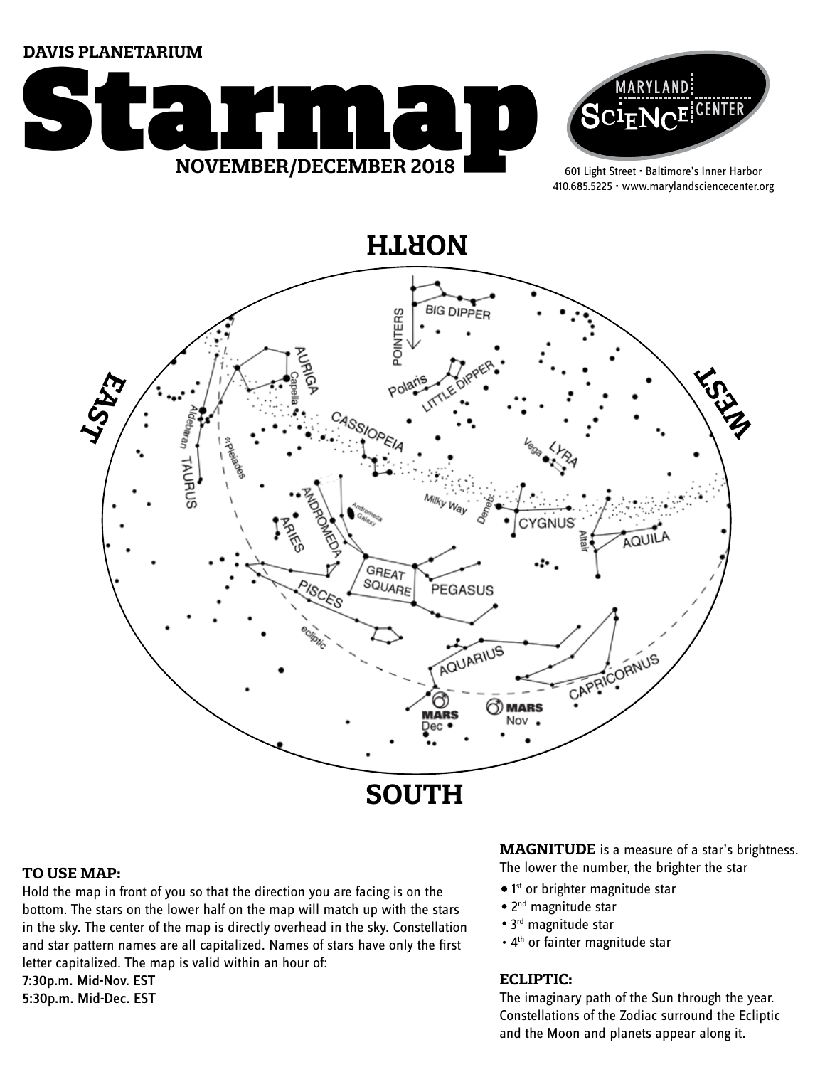DAVIS PLANETARIUM

# Starmap

**NOVEMBER/DECEMBER 2018**

MARYLAND SCIENCE CENTER

601 Light Street • Baltimore's Inner Harbor
410.685.5225 • www.marylandsciencecenter.org

NORTH

EAST

WEST

SOUTH

BIG DIPPER
POINTERS
Polaris
LITTLE DIPPER
AURIGA
Capella
CASSIOPEIA
LYRA
Vega
Aldebaran
TAURUS
Pleiades
Milky Way
Deneb
CYGNUS
Altair
AQUILA
ANDROMEDA
Andromeda Galaxy
ARIES
GREAT SQUARE
PEGASUS
PISCES
ecliptic
AQUARIUS
CAPRICORNUS
MARS Dec
MARS Nov

### TO USE MAP:

Hold the map in front of you so that the direction you are facing is on the bottom. The stars on the lower half on the map will match up with the stars in the sky. The center of the map is directly overhead in the sky. Constellation and star pattern names are all capitalized. Names of stars have only the first letter capitalized. The map is valid within an hour of:

**7:30p.m. Mid-Nov. EST**
**5:30p.m. Mid-Dec. EST**

**MAGNITUDE** is a measure of a star's brightness. The lower the number, the brighter the star

- 1st or brighter magnitude star
- 2nd magnitude star
- 3rd magnitude star
- 4th or fainter magnitude star

### ECLIPTIC:

The imaginary path of the Sun through the year. Constellations of the Zodiac surround the Ecliptic and the Moon and planets appear along it.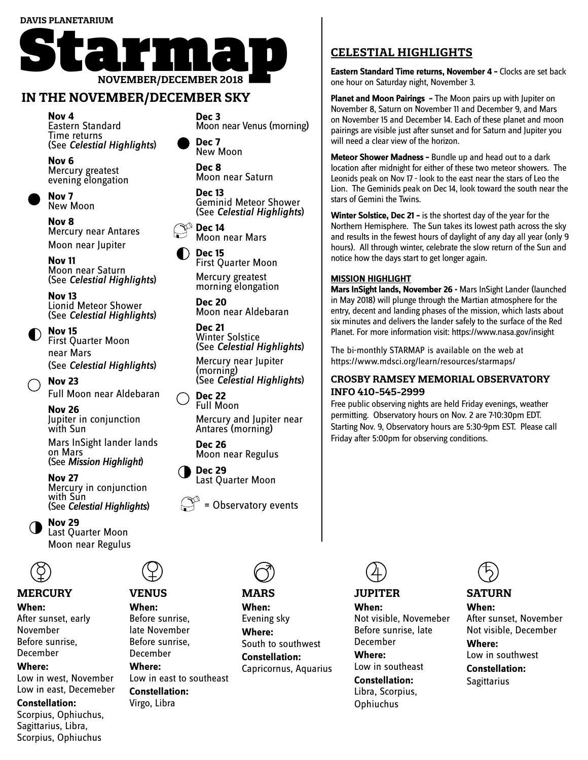DAVIS PLANETARIUM

# Starmap

NOVEMBER/DECEMBER 2018

## IN THE NOVEMBER/DECEMBER SKY

**Nov 4**
Eastern Standard Time returns (See *Celestial Highlights*)

**Nov 6**
Mercury greatest evening elongation

**Nov 7**
New Moon

**Nov 8**
Mercury near Antares
Moon near Jupiter

**Nov 11**
Moon near Saturn (See *Celestial Highlights*)

**Nov 13**
Lionid Meteor Shower (See *Celestial Highlights*)

**Nov 15**
First Quarter Moon near Mars
(See *Celestial Highlights*)

**Nov 23**
Full Moon near Aldebaran

**Nov 26**
Jupiter in conjunction with Sun
Mars InSight lander lands on Mars (See *Mission Highlight*)

**Nov 27**
Mercury in conjunction with Sun (See *Celestial Highlights*)

**Nov 29**
Last Quarter Moon
Moon near Regulus

**Dec 3**
Moon near Venus (morning)

**Dec 7**
New Moon

**Dec 8**
Moon near Saturn

**Dec 13**
Geminid Meteor Shower (See *Celestial Highlights*)

**Dec 14**
Moon near Mars

**Dec 15**
First Quarter Moon
Mercury greatest morning elongation

**Dec 20**
Moon near Aldebaran

**Dec 21**
Winter Solstice (See *Celestial Highlights*)
Mercury near Jupiter (morning) (See *Celestial Highlights*)

**Dec 22**
Full Moon
Mercury and Jupiter near Antares (morning)

**Dec 26**
Moon near Regulus

**Dec 29**
Last Quarter Moon

= Observatory events

## CELESTIAL HIGHLIGHTS

**Eastern Standard Time returns, November 4 –** Clocks are set back one hour on Saturday night, November 3.

**Planet and Moon Pairings –** The Moon pairs up with Jupiter on November 8, Saturn on November 11 and December 9, and Mars on November 15 and December 14. Each of these planet and moon pairings are visible just after sunset and for Saturn and Jupiter you will need a clear view of the horizon.

**Meteor Shower Madness –** Bundle up and head out to a dark location after midnight for either of these two meteor showers. The Leonids peak on Nov 17 - look to the east near the stars of Leo the Lion. The Geminids peak on Dec 14, look toward the south near the stars of Gemini the Twins.

**Winter Solstice, Dec 21 –** is the shortest day of the year for the Northern Hemisphere. The Sun takes its lowest path across the sky and results in the fewest hours of daylight of any day all year (only 9 hours). All through winter, celebrate the slow return of the Sun and notice how the days start to get longer again.

### MISSION HIGHLIGHT

**Mars InSight lands, November 26 -** Mars InSight Lander (launched in May 2018) will plunge through the Martian atmosphere for the entry, decent and landing phases of the mission, which lasts about six minutes and delivers the lander safely to the surface of the Red Planet. For more information visit: https://www.nasa.gov/insight

The bi-monthly STARMAP is available on the web at https://www.mdsci.org/learn/resources/starmaps/

### CROSBY RAMSEY MEMORIAL OBSERVATORY INFO 410-545-2999

Free public observing nights are held Friday evenings, weather permitting. Observatory hours on Nov. 2 are 7-10:30pm EDT. Starting Nov. 9, Observatory hours are 5:30-9pm EST. Please call Friday after 5:00pm for observing conditions.

### MERCURY

**When:**
After sunset, early November
Before sunrise, December

**Where:**
Low in west, November
Low in east, Decemeber

**Constellation:**
Scorpius, Ophiuchus, Sagittarius, Libra, Scorpius, Ophiuchus

### VENUS

**When:**
Before sunrise, late November
Before sunrise, December

**Where:**
Low in east to southeast

**Constellation:**
Virgo, Libra

### MARS

**When:**
Evening sky

**Where:**
South to southwest

**Constellation:**
Capricornus, Aquarius

### JUPITER

**When:**
Not visible, Novemeber
Before sunrise, late December

**Where:**
Low in southeast

**Constellation:**
Libra, Scorpius, Ophiuchus

### SATURN

**When:**
After sunset, November
Not visible, December

**Where:**
Low in southwest

**Constellation:**
Sagittarius